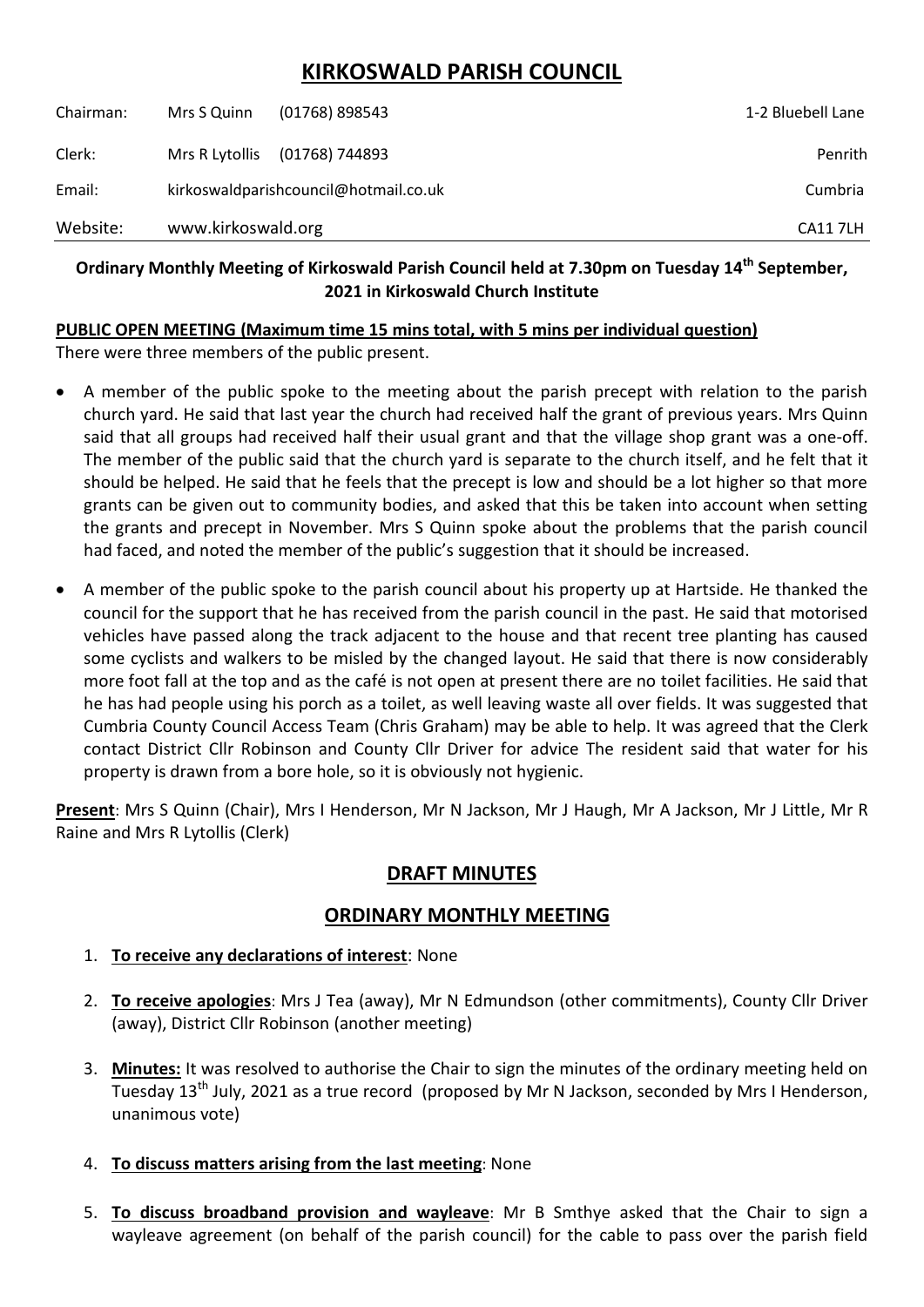# KIRKOSWALD PARISH COUNCIL

| | | | |
|---|---|---|---|
| Chairman: | Mrs S Quinn | (01768) 898543 | 1-2 Bluebell Lane |
| Clerk: | Mrs R Lytollis | (01768) 744893 | Penrith |
| Email: | kirkoswaldparishcouncil@hotmail.co.uk | | Cumbria |
| Website: | www.kirkoswald.org | | CA11 7LH |

**Ordinary Monthly Meeting of Kirkoswald Parish Council held at 7.30pm on Tuesday 14th September, 2021 in Kirkoswald Church Institute**

**PUBLIC OPEN MEETING (Maximum time 15 mins total, with 5 mins per individual question)**

There were three members of the public present.

- A member of the public spoke to the meeting about the parish precept with relation to the parish church yard. He said that last year the church had received half the grant of previous years. Mrs Quinn said that all groups had received half their usual grant and that the village shop grant was a one-off. The member of the public said that the church yard is separate to the church itself, and he felt that it should be helped. He said that he feels that the precept is low and should be a lot higher so that more grants can be given out to community bodies, and asked that this be taken into account when setting the grants and precept in November. Mrs S Quinn spoke about the problems that the parish council had faced, and noted the member of the public's suggestion that it should be increased.
- A member of the public spoke to the parish council about his property up at Hartside. He thanked the council for the support that he has received from the parish council in the past. He said that motorised vehicles have passed along the track adjacent to the house and that recent tree planting has caused some cyclists and walkers to be misled by the changed layout. He said that there is now considerably more foot fall at the top and as the café is not open at present there are no toilet facilities. He said that he has had people using his porch as a toilet, as well leaving waste all over fields. It was suggested that Cumbria County Council Access Team (Chris Graham) may be able to help. It was agreed that the Clerk contact District Cllr Robinson and County Cllr Driver for advice The resident said that water for his property is drawn from a bore hole, so it is obviously not hygienic.

**Present**: Mrs S Quinn (Chair), Mrs I Henderson, Mr N Jackson, Mr J Haugh, Mr A Jackson, Mr J Little, Mr R Raine and Mrs R Lytollis (Clerk)

## DRAFT MINUTES

## ORDINARY MONTHLY MEETING

1. **To receive any declarations of interest**: None
2. **To receive apologies**: Mrs J Tea (away), Mr N Edmundson (other commitments), County Cllr Driver (away), District Cllr Robinson (another meeting)
3. **Minutes:** It was resolved to authorise the Chair to sign the minutes of the ordinary meeting held on Tuesday 13th July, 2021 as a true record (proposed by Mr N Jackson, seconded by Mrs I Henderson, unanimous vote)
4. **To discuss matters arising from the last meeting**: None
5. **To discuss broadband provision and wayleave**: Mr B Smthye asked that the Chair to sign a wayleave agreement (on behalf of the parish council) for the cable to pass over the parish field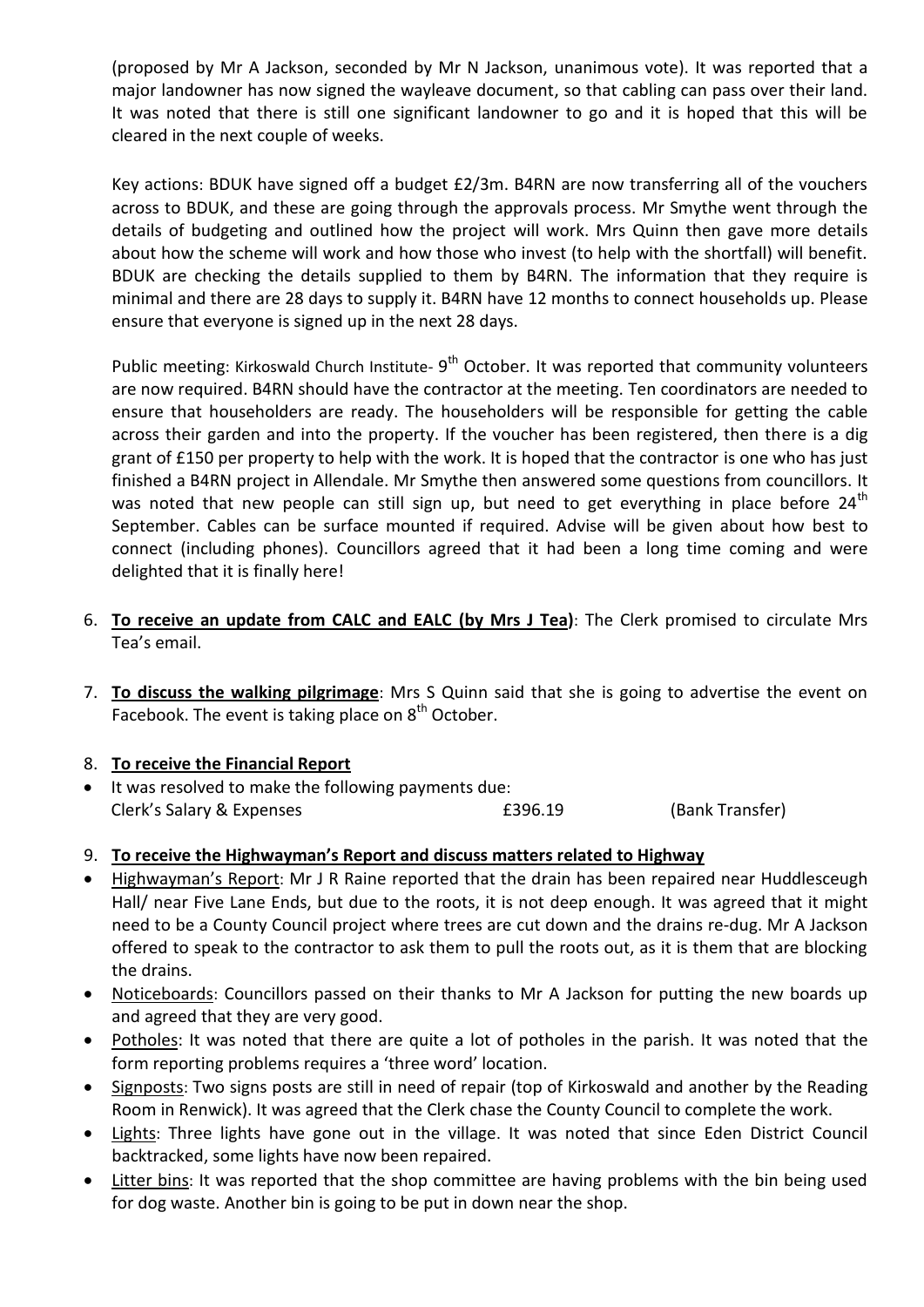(proposed by Mr A Jackson, seconded by Mr N Jackson, unanimous vote). It was reported that a major landowner has now signed the wayleave document, so that cabling can pass over their land. It was noted that there is still one significant landowner to go and it is hoped that this will be cleared in the next couple of weeks.

Key actions: BDUK have signed off a budget £2/3m. B4RN are now transferring all of the vouchers across to BDUK, and these are going through the approvals process. Mr Smythe went through the details of budgeting and outlined how the project will work. Mrs Quinn then gave more details about how the scheme will work and how those who invest (to help with the shortfall) will benefit. BDUK are checking the details supplied to them by B4RN. The information that they require is minimal and there are 28 days to supply it. B4RN have 12 months to connect households up. Please ensure that everyone is signed up in the next 28 days.

Public meeting: Kirkoswald Church Institute- 9th October. It was reported that community volunteers are now required. B4RN should have the contractor at the meeting. Ten coordinators are needed to ensure that householders are ready. The householders will be responsible for getting the cable across their garden and into the property. If the voucher has been registered, then there is a dig grant of £150 per property to help with the work. It is hoped that the contractor is one who has just finished a B4RN project in Allendale. Mr Smythe then answered some questions from councillors. It was noted that new people can still sign up, but need to get everything in place before 24th September. Cables can be surface mounted if required. Advise will be given about how best to connect (including phones). Councillors agreed that it had been a long time coming and were delighted that it is finally here!

6. **To receive an update from CALC and EALC (by Mrs J Tea)**: The Clerk promised to circulate Mrs Tea's email.

7. **To discuss the walking pilgrimage**: Mrs S Quinn said that she is going to advertise the event on Facebook. The event is taking place on 8th October.

8. **To receive the Financial Report**

- It was resolved to make the following payments due:

| | | |
|---|---|---|
| Clerk's Salary & Expenses | £396.19 | (Bank Transfer) |

9. **To receive the Highwayman's Report and discuss matters related to Highway**

- Highwayman's Report: Mr J R Raine reported that the drain has been repaired near Huddlesceugh Hall/ near Five Lane Ends, but due to the roots, it is not deep enough. It was agreed that it might need to be a County Council project where trees are cut down and the drains re-dug. Mr A Jackson offered to speak to the contractor to ask them to pull the roots out, as it is them that are blocking the drains.
- Noticeboards: Councillors passed on their thanks to Mr A Jackson for putting the new boards up and agreed that they are very good.
- Potholes: It was noted that there are quite a lot of potholes in the parish. It was noted that the form reporting problems requires a 'three word' location.
- Signposts: Two signs posts are still in need of repair (top of Kirkoswald and another by the Reading Room in Renwick). It was agreed that the Clerk chase the County Council to complete the work.
- Lights: Three lights have gone out in the village. It was noted that since Eden District Council backtracked, some lights have now been repaired.
- Litter bins: It was reported that the shop committee are having problems with the bin being used for dog waste. Another bin is going to be put in down near the shop.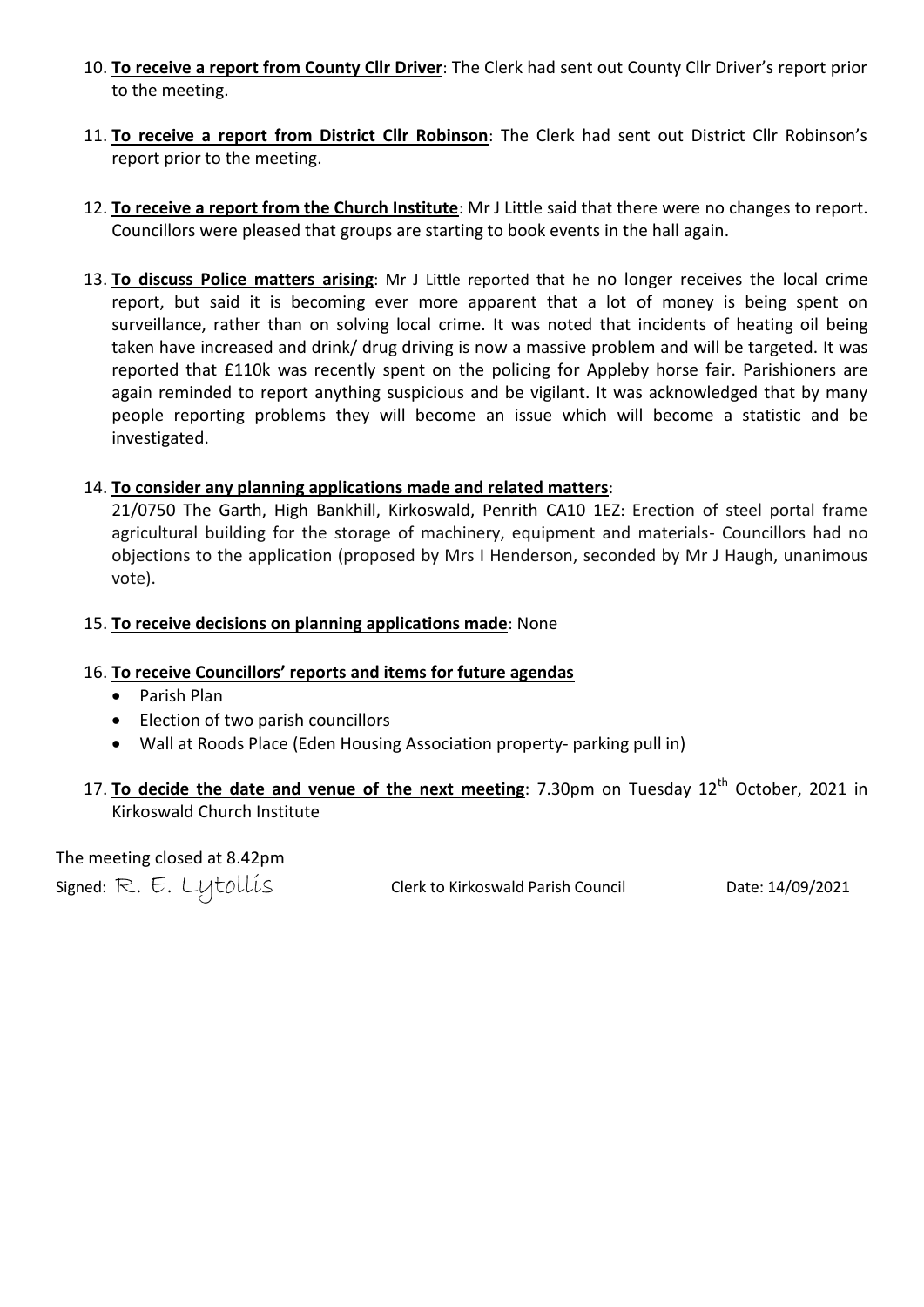10. **To receive a report from County Cllr Driver**: The Clerk had sent out County Cllr Driver's report prior to the meeting.

11. **To receive a report from District Cllr Robinson**: The Clerk had sent out District Cllr Robinson's report prior to the meeting.

12. **To receive a report from the Church Institute**: Mr J Little said that there were no changes to report. Councillors were pleased that groups are starting to book events in the hall again.

13. **To discuss Police matters arising**: Mr J Little reported that he no longer receives the local crime report, but said it is becoming ever more apparent that a lot of money is being spent on surveillance, rather than on solving local crime. It was noted that incidents of heating oil being taken have increased and drink/ drug driving is now a massive problem and will be targeted. It was reported that £110k was recently spent on the policing for Appleby horse fair. Parishioners are again reminded to report anything suspicious and be vigilant. It was acknowledged that by many people reporting problems they will become an issue which will become a statistic and be investigated.

14. **To consider any planning applications made and related matters**:
    21/0750 The Garth, High Bankhill, Kirkoswald, Penrith CA10 1EZ: Erection of steel portal frame agricultural building for the storage of machinery, equipment and materials- Councillors had no objections to the application (proposed by Mrs I Henderson, seconded by Mr J Haugh, unanimous vote).

15. **To receive decisions on planning applications made**: None

16. **To receive Councillors' reports and items for future agendas**
    - Parish Plan
    - Election of two parish councillors
    - Wall at Roods Place (Eden Housing Association property- parking pull in)

17. **To decide the date and venue of the next meeting**: 7.30pm on Tuesday 12th October, 2021 in Kirkoswald Church Institute

The meeting closed at 8.42pm

Signed: R. E. Lytollis Clerk to Kirkoswald Parish Council Date: 14/09/2021